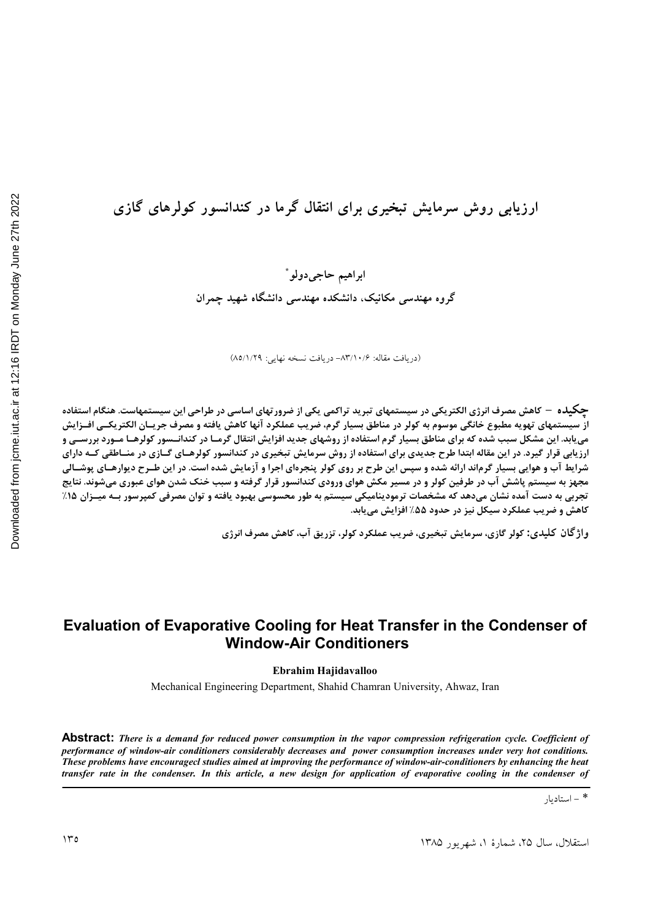# ارزیابی روش سرمایش تبخیری برای انتقال گرما در کندانسور کولرهای گازی

ابراهیم حاجی‌دولو*

گروه مهندسی مکانیک، دانشکده مهندسی دانشگاه شهید چمران

(دریافت مقاله: ۸۳/۱۰/۶– دریافت نسخه نهایی: ۸۵/۱/۲۹)

**چکیده** – کاهش مصرف انرژی الکتریکی در سیستمهای تبرید تراکمی یکی از ضرورتهای اساسی در طراحی این سیستمهاست. هنگام استفاده از سیستمهای تهویه مطبوع خانگی موسوم به کولر در مناطق بسیار گرم، ضریب عملکرد آنها کاهش یافته و مصرف جریان الکتریکی افزایش می‌یابد. این مشکل سبب شده که برای مناطق بسیار گرم استفاده از روشهای جدید افزایش انتقال گرما در کندانسور کولرها مورد بررسی و ارزیابی قرار گیرد. در این مقاله ابتدا طرح جدیدی برای استفاده از روش سرمایش تبخیری در کندانسور کولرهای گازی در مناطقی که دارای شرایط آب و هوایی بسیار گرم‌اند ارائه شده و سپس این طرح بر روی کولر پنجره‌ای اجرا و آزمایش شده است. در این طرح دیوارهای پوشالی مجهز به سیستم پاشش آب در طرفین کولر و در مسیر مکش هوای ورودی کندانسور قرار گرفته و سبب خنک شدن هوای عبوری می‌شوند. نتایج تجربی به دست آمده نشان می‌دهد که مشخصات ترمودینامیکی سیستم به طور محسوسی بهبود یافته و توان مصرفی کمپرسور به میزان ۱۵٪ کاهش و ضریب عملکرد سیکل نیز در حدود ۵۵٪ افزایش می‌یابد.

**واژگان کلیدی:** کولر گازی، سرمایش تبخیری، ضریب عملکرد کولر، تزریق آب، کاهش مصرف انرژی

# Evaluation of Evaporative Cooling for Heat Transfer in the Condenser of Window-Air Conditioners

**Ebrahim Hajidavalloo**

Mechanical Engineering Department, Shahid Chamran University, Ahwaz, Iran

**Abstract:** ***There is a demand for reduced power consumption in the vapor compression refrigeration cycle. Coefficient of performance of window-air conditioners considerably decreases and power consumption increases under very hot conditions. These problems have encouraged studies aimed at improving the performance of window-air-conditioners by enhancing the heat transfer rate in the condenser. In this article, a new design for application of evaporative cooling in the condenser of***

* – استادیار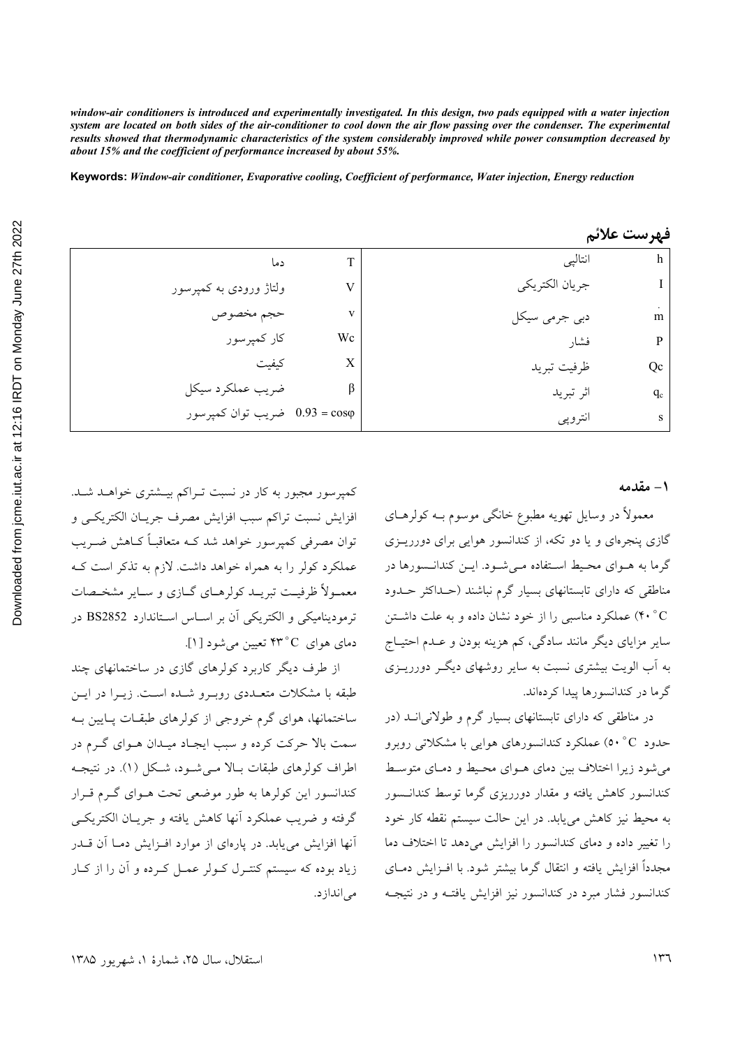*window-air conditioners is introduced and experimentally investigated. In this design, two pads equipped with a water injection system are located on both sides of the air-conditioner to cool down the air flow passing over the condenser. The experimental results showed that thermodynamic characteristics of the system considerably improved while power consumption decreased by about 15% and the coefficient of performance increased by about 55%.*

**Keywords:** *Window-air conditioner, Evaporative cooling, Coefficient of performance, Water injection, Energy reduction*

## فهرست علائم

| | | | |
|---|---|---|---|
| $h$ | انتالپی | $T$ | دما |
| $I$ | جریان الکتریکی | $V$ | ولتاژ ورودی به کمپرسور |
| $\dot{m}$ | دبی جرمی سیکل | $v$ | حجم مخصوص |
| $P$ | فشار | $Wc$ | کار کمپرسور |
| $Qc$ | ظرفیت تبرید | $X$ | کیفیت |
| $q_c$ | اثر تبرید | $\beta$ | ضریب عملکرد سیکل |
| $s$ | انتروپی | $0.93 = \cos\varphi$ | ضریب توان کمپرسور |

## ۱- مقدمه

معمولاً در وسایل تهویه مطبوع خانگی موسوم بـه کولرهـای گازی پنجره‌ای و یا دو تکه، از کندانسور هوایی برای دورریـزی گرما به هـوای محـیط اسـتفاده مـی‌شـود. ایـن کندانـسورها در مناطقی که دارای تابستانهای بسیار گرم نباشند (حـداکثر حـدود $40^{\circ}C$) عملکرد مناسبی را از خود نشان داده و به علت داشـتن سایر مزایای دیگر مانند سادگی، کم هزینه بودن و عـدم احتیـاج به آب الویت بیشتری نسبت به سایر روشهای دیگـر دورریـزی گرما در کندانسورها پیدا کرده‌اند.

در مناطقی که دارای تابستانهای بسیار گرم و طولانی‌انـد (در حدود $50^{\circ}C$) عملکرد کندانسورهای هوایی با مشکلاتی روبرو می‌شود زیرا اختلاف بین دمای هـوای محـیط و دمـای متوسـط کندانسور کاهش یافته و مقدار دورریزی گرما توسط کندانـسور به محیط نیز کاهش می‌یابد. در این حالت سیستم نقطه کار خود را تغییر داده و دمای کندانسور را افزایش می‌دهد تا اختلاف دما مجدداً افزایش یافته و انتقال گرما بیشتر شود. با افـزایش دمـای کندانسور فشار مبرد در کندانسور نیز افزایش یافتـه و در نتیجـه کمپرسور مجبور به کار در نسبت تـراکم بیـشتری خواهـد شـد. افزایش نسبت تراکم سبب افزایش مصرف جریـان الکتریکـی و توان مصرفی کمپرسور خواهد شد کـه متعاقبـاً کـاهش ضـریب عملکرد کولر را به همراه خواهد داشت. لازم به تذکر است کـه معمـولاً ظرفیـت تبریـد کولرهـای گـازی و سـایر مشخـصات ترمودینامیکی و الکتریکی آن بر اسـاس اسـتاندارد BS2852 در دمای هوای $43^{\circ}C$ تعیین می‌شود [۱].

از طرف دیگر کاربرد کولرهای گازی در ساختمانهای چند طبقه با مشکلات متعـددی روبـرو شـده اسـت. زیـرا در ایـن ساختمانها، هوای گرم خروجی از کولرهای طبقـات پـایین بـه سمت بالا حرکت کرده و سبب ایجـاد میـدان هـوای گـرم در اطراف کولرهای طبقات بـالا مـی‌شـود، شـکل (۱). در نتیجـه کندانسور این کولرها به طور موضعی تحت هـوای گـرم قـرار گرفته و ضریب عملکرد آنها کاهش یافته و جریـان الکتریکـی آنها افزایش می‌یابد. در پاره‌ای از موارد افـزایش دمـا آن قـدر زیاد بوده که سیستم کنتـرل کـولر عمـل کـرده و آن را از کـار می‌اندازد.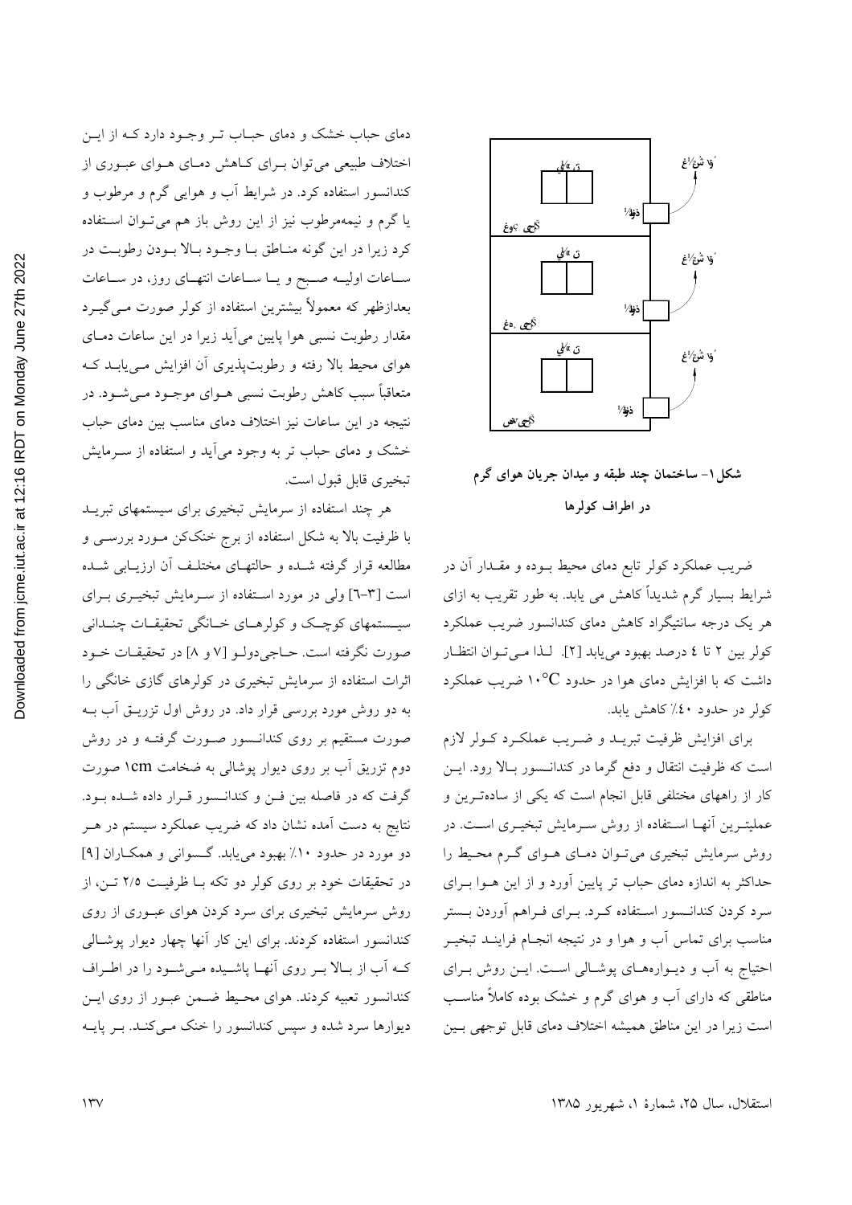شکل ۱- ساختمان چند طبقه و میدان جریان هوای گرم در اطراف کولرها

ضریب عملکرد کولر تابع دمای محیط بوده و مقدار آن در شرایط بسیار گرم شدیداً کاهش می یابد. به طور تقریب به ازای هر یک درجه سانتیگراد کاهش دمای کندانسور ضریب عملکرد کولر بین ۲ تا ٤ درصد بهبود می‌یابد [۲]. لـذا مـی‌تـوان انتظـار داشت که با افزایش دمای هوا در حدود ۱۰°C ضریب عملکرد کولر در حدود ٤۰٪ کاهش یابد.

برای افزایش ظرفیت تبرید و ضریب عملکرد کولر لازم است که ظرفیت انتقال و دفع گرما در کندانسور بالا رود. این کار از راههای مختلفی قابل انجام است که یکی از ساده‌ترین و عملیترین آنها استفاده از روش سرمایش تبخیری است. در روش سرمایش تبخیری می‌توان دمای هوای گرم محیط را حداکثر به اندازه دمای حباب تر پایین آورد و از این هوا برای سرد کردن کندانسور استفاده کرد. برای فراهم آوردن بستر مناسب برای تماس آب و هوا و در نتیجه انجام فرایند تبخیر احتیاج به آب و دیواره‌های پوشالی است. این روش برای مناطقی که دارای آب و هوای گرم و خشک بوده کاملاً مناسب است زیرا در این مناطق همیشه اختلاف دمای قابل توجهی بین دمای حباب خشک و دمای حباب تر وجود دارد که از این اختلاف طبیعی می‌توان برای کاهش دمای هوای عبوری از کندانسور استفاده کرد. در شرایط آب و هوایی گرم و مرطوب و یا گرم و نیمه‌مرطوب نیز از این روش باز هم می‌توان استفاده کرد زیرا در این گونه مناطق با وجود بالا بودن رطوبت در ساعات اولیه صبح و یا ساعات انتهای روز، در ساعات بعدازظهر که معمولاً بیشترین استفاده از کولر صورت می‌گیرد مقدار رطوبت نسبی هوا پایین می‌آید زیرا در این ساعات دمای هوای محیط بالا رفته و رطوبت‌پذیری آن افزایش می‌یابد که متعاقباً سبب کاهش رطوبت نسبی هوای موجود می‌شود. در نتیجه در این ساعات نیز اختلاف دمای مناسب بین دمای حباب خشک و دمای حباب تر به وجود می‌آید و استفاده از سرمایش تبخیری قابل قبول است.

هر چند استفاده از سرمایش تبخیری برای سیستمهای تبرید با ظرفیت بالا به شکل استفاده از برج خنک‌کن مورد بررسی و مطالعه قرار گرفته شده و حالتهای مختلف آن ارزیابی شده است [۳-٦] ولی در مورد استفاده از سرمایش تبخیری برای سیستمهای کوچک و کولرهای خانگی تحقیقات چندانی صورت نگرفته است. حاجی‌دولو [۷ و ۸] در تحقیقات خود اثرات استفاده از سرمایش تبخیری در کولرهای گازی خانگی را به دو روش مورد بررسی قرار داد. در روش اول تزریق آب به صورت مستقیم بر روی کندانسور صورت گرفته و در روش دوم تزریق آب بر روی دیوار پوشالی به ضخامت 1cm صورت گرفت که در فاصله بین فن و کندانسور قرار داده شده بود. نتایج به دست آمده نشان داد که ضریب عملکرد سیستم در هر دو مورد در حدود ۱۰٪ بهبود می‌یابد. گسوانی و همکاران [۹] در تحقیقات خود بر روی کولر دو تکه با ظرفیت ۲/۵ تن، از روش سرمایش تبخیری برای سرد کردن هوای عبوری از روی کندانسور استفاده کردند. برای این کار آنها چهار دیوار پوشالی که آب از بالا بر روی آنها پاشیده می‌شود را در اطراف کندانسور تعبیه کردند. هوای محیط ضمن عبور از روی این دیوارها سرد شده و سپس کندانسور را خنک می‌کند. بر پایه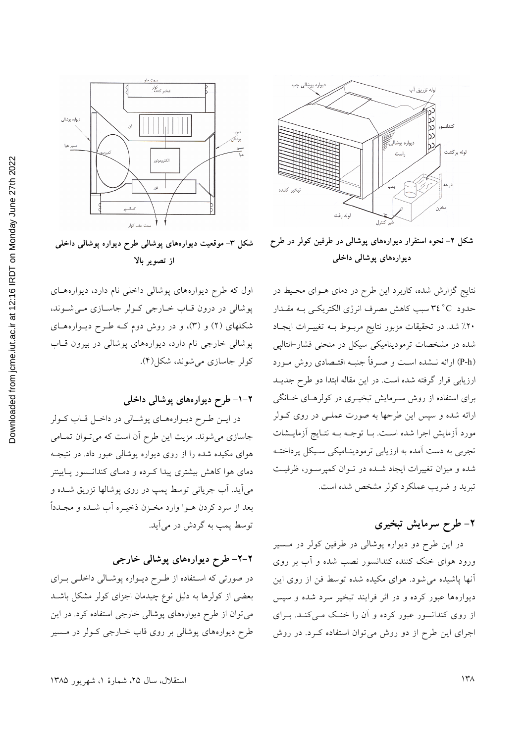شکل ۲- نحوه استقرار دیوارههای پوشالی در طرفین کولر در طرح دیوارههای پوشالی داخلی

شکل ۳- موقعیت دیوارههای پوشالی طرح دیواره پوشالی داخلی از تصویر بالا

نتایج گزارش شده، کاربرد این طرح در دمای هوای محیط در حدود $34\,^{\circ}C$ سبب کاهش مصرف انرژی الکتریکی به مقدار ۲۰٪ شد. در تحقیقات مزبور نتایج مربوط به تغییرات ایجاد شده در مشخصات ترمودینامیکی سیکل در منحنی فشار–انتالپی (P-h) ارائه نشده است و صرفاً جنبه اقتصادی روش مورد ارزیابی قرار گرفته شده است. در این مقاله ابتدا دو طرح جدید برای استفاده از روش سرمایش تبخیری در کولرهای خانگی ارائه شده و سپس این طرحها به صورت عملی در روی کولر مورد آزمایش اجرا شده است. با توجه به نتایج آزمایشات تجربی به دست آمده به ارزیابی ترمودینامیکی سیکل پرداخته شده و میزان تغییرات ایجاد شده در توان کمپرسور، ظرفیت تبرید و ضریب عملکرد کولر مشخص شده است.

## ۲- طرح سرمایش تبخیری

در این طرح دو دیواره پوشالی در طرفین کولر در مسیر ورود هوای خنک کننده کندانسور نصب شده و آب بر روی آنها پاشیده میشود. هوای مکیده شده توسط فن از روی این دیوارهها عبور کرده و در اثر فرایند تبخیر سرد شده و سپس از روی کندانسور عبور کرده و آن را خنک میکند. برای اجرای این طرح از دو روش میتوان استفاده کرد. در روش اول که طرح دیوارههای پوشالی داخلی نام دارد، دیوارههای پوشالی در درون قاب خارجی کولر جاسازی میشوند، شکلهای (۲) و (۳)، و در روش دوم که طرح دیوارههای پوشالی خارجی نام دارد، دیوارههای پوشالی در بیرون قاب کولر جاسازی میشوند، شکل(۴).

### ۲-۱- طرح دیوارههای پوشالی داخلی

در این طرح دیوارههای پوشالی در داخل قاب کولر جاسازی میشوند. مزیت این طرح آن است که میتوان تمامی هوای مکیده شده را از روی دیواره پوشالی عبور داد. در نتیجه دمای هوا کاهش بیشتری پیدا کرده و دمای کندانسور پایینتر میآید. آب جریانی توسط پمپ در روی پوشالها تزریق شده و بعد از سرد کردن هوا وارد مخزن ذخیره آب شده و مجدداً توسط پمپ به گردش در میآید.

### ۲-۲- طرح دیوارههای پوشالی خارجی

در صورتی که استفاده از طرح دیواره پوشالی داخلی برای بعضی از کولرها به دلیل نوع چیدمان اجزای کولر مشکل باشد میتوان از طرح دیوارههای پوشالی خارجی استفاده کرد. در این طرح دیوارههای پوشالی بر روی قاب خارجی کولر در مسیر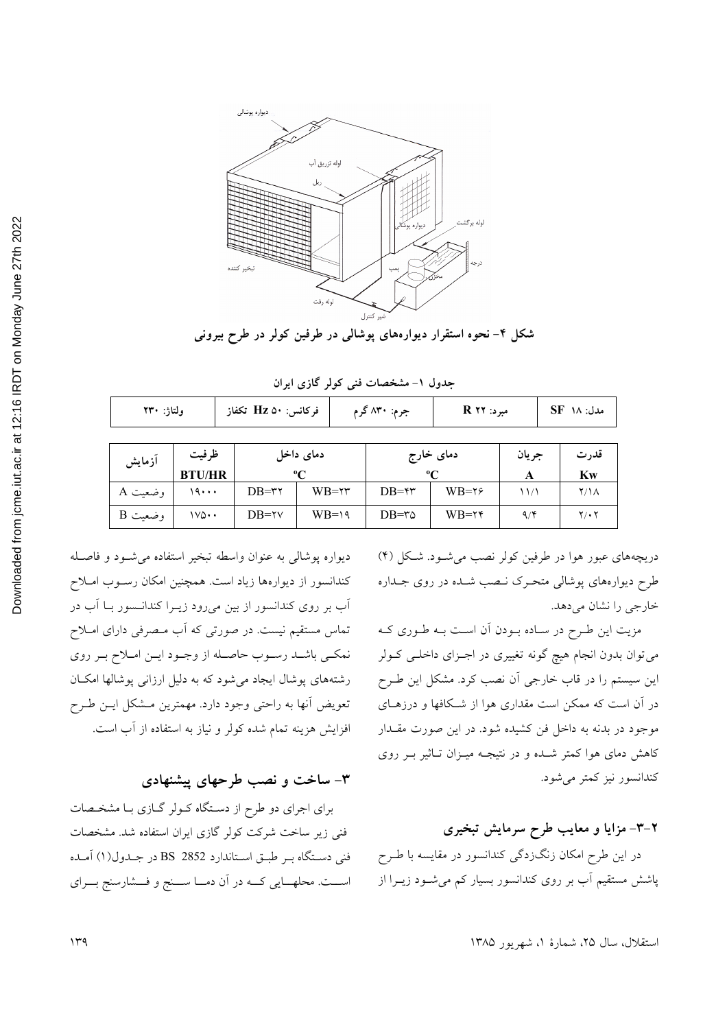شکل ۴- نحوه استقرار دیوارەهای پوشالی در طرفین کولر در طرح بیرونی

جدول ۱- مشخصات فنی کولر گازی ایران

| مدل: SF ۱۸ | مبرد: R ۲۲ | جرم: ۸۳۰ گرم | فرکانس: ۵۰ Hz تکفاز | ولتاژ: ۲۳۰ |
|---|---|---|---|---|

| آزمایش | ظرفیت BTU/HR | دمای داخل °C | | دمای خارج °C | | جریان A | قدرت Kw |
|---|---|---|---|---|---|---|---|
| | | DB | WB | DB | WB | | |
| وضعیت A | ۱۹۰۰۰ | DB=۳۲ | WB=۲۳ | DB=۴۳ | WB=۲۶ | ۱۱/۱ | ۲/۱۸ |
| وضعیت B | ۱۷۵۰۰ | DB=۲۷ | WB=۱۹ | DB=۳۵ | WB=۲۴ | ۹/۴ | ۲/۰۲ |

دریچەهای عبور هوا در طرفین کولر نصب می‌شود. شکل (۴) طرح دیوارەهای پوشالی متحرک نصب شده در روی جداره خارجی را نشان می‌دهد.

مزیت این طرح در ساده بودن آن است به طوری که می‌توان بدون انجام هیچ گونه تغییری در اجزای داخلی کولر این سیستم را در قاب خارجی آن نصب کرد. مشکل این طرح در آن است که ممکن است مقداری هوا از شکافها و درزهای موجود در بدنه به داخل فن کشیده شود. در این صورت مقدار کاهش دمای هوا کمتر شده و در نتیجه میزان تاثیر بر روی کندانسور نیز کمتر می‌شود.

### ۲-۳- مزایا و معایب طرح سرمایش تبخیری

در این طرح امکان زنگ‌زدگی کندانسور در مقایسه با طرح پاشش مستقیم آب بر روی کندانسور بسیار کم می‌شود زیرا از دیواره پوشالی به عنوان واسطه تبخیر استفاده می‌شود و فاصله کندانسور از دیوارەها زیاد است. همچنین امکان رسوب املاح آب بر روی کندانسور از بین می‌رود زیرا کندانسور با آب در تماس مستقیم نیست. در صورتی که آب مصرفی دارای املاح نمکی باشد رسوب حاصله از وجود این املاح بر روی رشته‌های پوشال ایجاد می‌شود که به دلیل ارزانی پوشالها امکان تعویض آنها به راحتی وجود دارد. مهمترین مشکل این طرح افزایش هزینه تمام شده کولر و نیاز به استفاده از آب است.

## ۳- ساخت و نصب طرحهای پیشنهادی

برای اجرای دو طرح از دستگاه کولر گازی با مشخصات فنی زیر ساخت شرکت کولر گازی ایران استفاده شد. مشخصات فنی دستگاه بر طبق استاندارد BS 2852 در جدول(۱) آمده است. محلهایی که در آن دما سنج و فشارسنج برای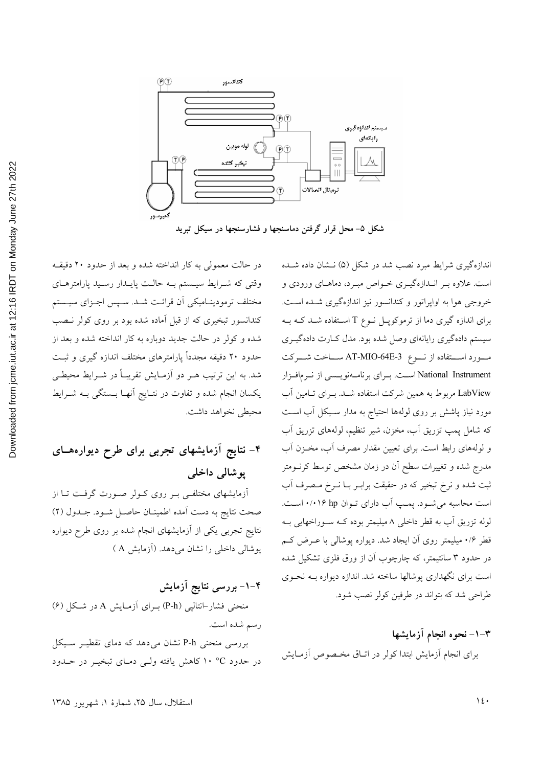شکل ۵- محل قرار گرفتن دماسنجها و فشارسنجها در سیکل تبرید

اندازه‌گیری شرایط مبرد نصب شد در شکل (۵) نشان داده شده است. علاوه بر اندازه‌گیری خواص مبرد، دماهای ورودی و خروجی هوا به اواپراتور و کندانسور نیز اندازه‌گیری شده است. برای اندازه گیری دما از ترموکوپل نوع T استفاده شد که به سیستم داده‌گیری رایانه‌ای وصل شده بود. مدل کارت داده‌گیری مورد استفاده از نوع AT-MIO-64E-3 ساخت شرکت National Instrument است. برای برنامه‌نویسی از نرم‌افزار LabView مربوط به همین شرکت استفاده شد. برای تامین آب مورد نیاز پاشش بر روی لوله‌ها احتیاج به مدار سیکل آب است که شامل پمپ تزریق آب، مخزن، شیر تنظیم، لوله‌های تزریق آب و لوله‌های رابط است. برای تعیین مقدار مصرف آب، مخزن آب مدرج شده و تغییرات سطح آن در زمان مشخص توسط کرنومتر ثبت شده و نرخ تبخیر که در حقیقت برابر با نرخ مصرف آب است محاسبه می‌شود. پمپ آب دارای توان hp ۰/۰۱۶ است. لوله تزریق آب به قطر داخلی ۸ میلیمتر بوده که سوراخهایی به قطر ۰/۶ میلیمتر روی آن ایجاد شد. دیواره پوشالی با عرض کم در حدود ۳ سانتیمتر، که چارچوب آن از ورق فلزی تشکیل شده است برای نگهداری پوشالها ساخته شد. اندازه دیواره به نحوی طراحی شد که بتواند در طرفین کولر نصب شود.

### ۳-۱- نحوه انجام آزمایشها

برای انجام آزمایش ابتدا کولر در اتاق مخصوص آزمایش در حالت معمولی به کار انداخته شده و بعد از حدود ۲۰ دقیقه وقتی که شرایط سیستم به حالت پایدار رسید پارامترهای مختلف ترمودینامیکی آن قرائت شد. سپس اجزای سیستم کندانسور تبخیری که از قبل آماده شده بود بر روی کولر نصب شده و کولر در حالت جدید دوباره به کار انداخته شده و بعد از حدود ۲۰ دقیقه مجدداً پارامترهای مختلف اندازه گیری و ثبت شد. به این ترتیب هر دو آزمایش تقریباً در شرایط محیطی یکسان انجام شده و تفاوت در نتایج آنها بستگی به شرایط محیطی نخواهد داشت.

## ۴- نتایج آزمایشهای تجربی برای طرح دیواره‌های پوشالی داخلی

آزمایشهای مختلفی بر روی کولر صورت گرفت تا از صحت نتایج به دست آمده اطمینان حاصل شود. جدول (۲) نتایج تجربی یکی از آزمایشهای انجام شده بر روی طرح دیواره پوشالی داخلی را نشان می‌دهد. (آزمایش A)

### ۴-۱- بررسی نتایج آزمایش

منحنی فشار-انتالپی (P-h) برای آزمایش A در شکل (۶) رسم شده است.

بررسی منحنی P-h نشان می‌دهد که دمای تقطیر سیکل در حدود ۱۰ °C کاهش یافته ولی دمای تبخیر در حدود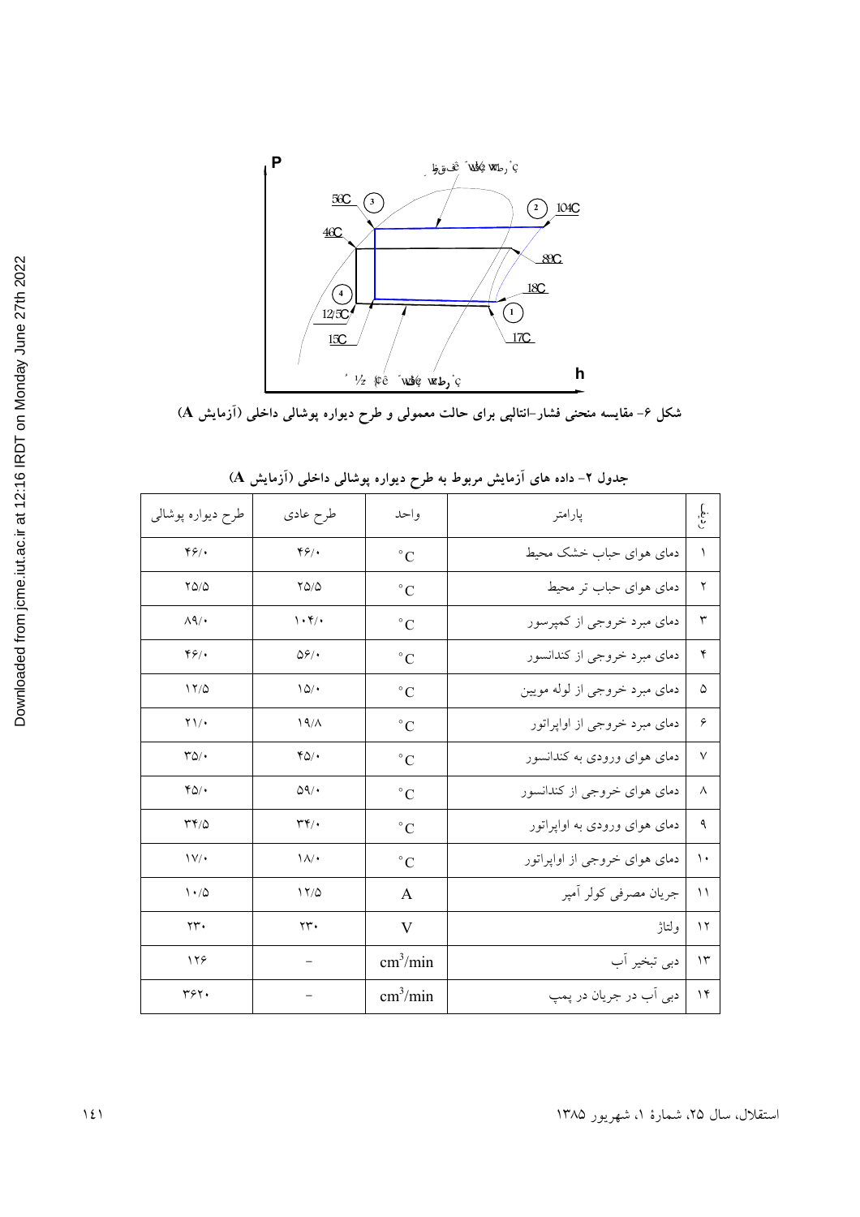شکل ۶- مقایسه منحنی فشار-انتالپی برای حالت معمولی و طرح دیواره پوشالی داخلی (آزمایش A)

جدول ۲- داده های آزمایش مربوط به طرح دیواره پوشالی داخلی (آزمایش A)

| ردیف | پارامتر | واحد | طرح عادی | طرح دیواره پوشالی |
|---|---|---|---|---|
| ۱ | دمای هوای حباب خشک محیط | $^{\circ}C$ | ۴۶/۰ | ۴۶/۰ |
| ۲ | دمای هوای حباب تر محیط | $^{\circ}C$ | ۲۵/۵ | ۲۵/۵ |
| ۳ | دمای مبرد خروجی از کمپرسور | $^{\circ}C$ | ۱۰۴/۰ | ۸۹/۰ |
| ۴ | دمای مبرد خروجی از کندانسور | $^{\circ}C$ | ۵۶/۰ | ۴۶/۰ |
| ۵ | دمای مبرد خروجی از لوله مویین | $^{\circ}C$ | ۱۵/۰ | ۱۲/۵ |
| ۶ | دمای مبرد خروجی از اواپراتور | $^{\circ}C$ | ۱۹/۸ | ۲۱/۰ |
| ۷ | دمای هوای ورودی به کندانسور | $^{\circ}C$ | ۴۵/۰ | ۳۵/۰ |
| ۸ | دمای هوای خروجی از کندانسور | $^{\circ}C$ | ۵۹/۰ | ۴۵/۰ |
| ۹ | دمای هوای ورودی به اواپراتور | $^{\circ}C$ | ۳۴/۰ | ۳۴/۵ |
| ۱۰ | دمای هوای خروجی از اواپراتور | $^{\circ}C$ | ۱۸/۰ | ۱۷/۰ |
| ۱۱ | جریان مصرفی کولر آمپر | A | ۱۲/۵ | ۱۰/۵ |
| ۱۲ | ولتاژ | V | ۲۳۰ | ۲۳۰ |
| ۱۳ | دبی تبخیر آب | $cm^3/min$ | – | ۱۲۶ |
| ۱۴ | دبی آب در جریان در پمپ | $cm^3/min$ | – | ۳۶۲۰ |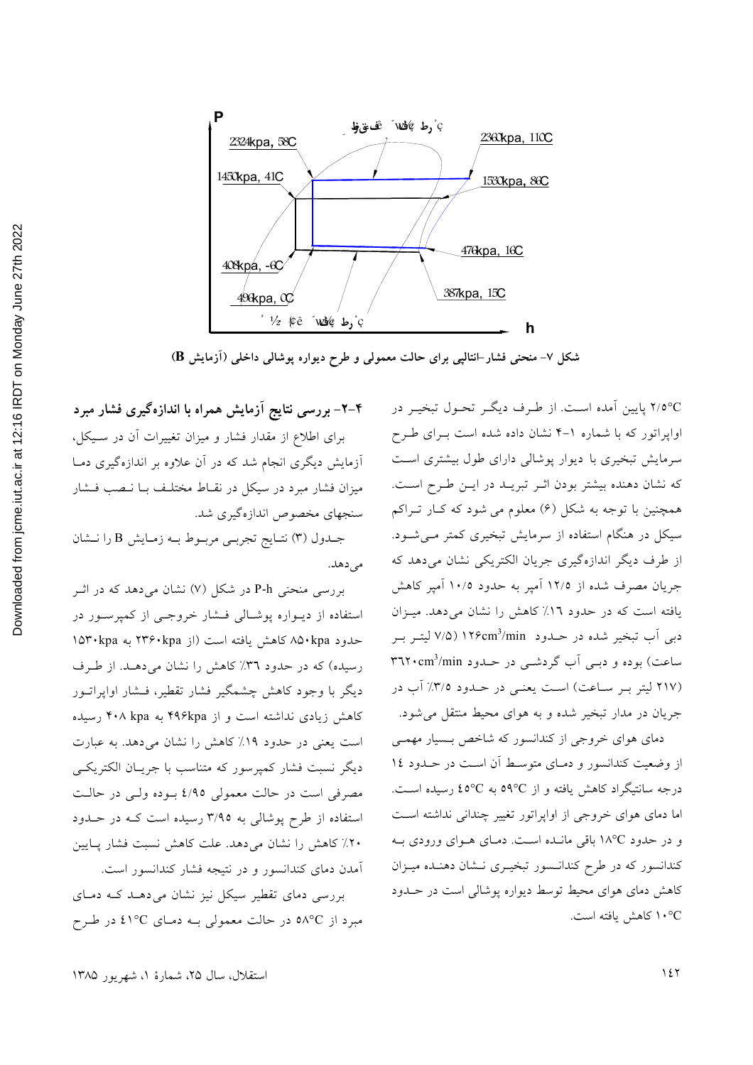P

2324kpa, 58C

2360kpa, 110C

1450kpa, 41C

1530kpa, 86C

476kpa, 16C

408kpa, -6C

496kpa, 0C

387kpa, 15C

h

**شکل ۷- منحنی فشار-انتالپی برای حالت معمولی و طرح دیواره پوشالی داخلی (آزمایش B)**

۲/۵°C پایین آمده است. از طرف دیگر تحول تبخیر در اواپراتور که با شماره ۱-۴ نشان داده شده است برای طرح سرمایش تبخیری با دیوار پوشالی دارای طول بیشتری است که نشان دهنده بیشتر بودن اثر تبرید در این طرح است. همچنین با توجه به شکل (۶) معلوم می شود که کار تراکم سیکل در هنگام استفاده از سرمایش تبخیری کمتر می‌شود. از طرف دیگر اندازه‌گیری جریان الکتریکی نشان می‌دهد که جریان مصرف شده از ۱۲/۵ آمپر به حدود ۱۰/۵ آمپر کاهش یافته است که در حدود ۱۶٪ کاهش را نشان می‌دهد. میزان دبی آب تبخیر شده در حدود $126 cm^3/min$ (۷/۵ لیتر بر ساعت) بوده و دبی آب گردشی در حدود $3620 cm^3/min$ (۲۱۷ لیتر بر ساعت) است یعنی در حدود ۳/۵٪ آب در جریان در مدار تبخیر شده و به هوای محیط منتقل می‌شود.

دمای هوای خروجی از کندانسور که شاخص بسیار مهمی از وضعیت کندانسور و دمای متوسط آن است در حدود ۱۴ درجه سانتیگراد کاهش یافته و از ۵۹°C به ۴۵°C رسیده است. اما دمای هوای خروجی از اواپراتور تغییر چندانی نداشته است و در حدود ۱۸°C باقی مانده است. دمای هوای ورودی به کندانسور که در طرح کندانسور تبخیری نشان دهنده میزان کاهش دمای هوای محیط توسط دیواره پوشالی است در حدود ۱۰°C کاهش یافته است.

### ۴-۲- بررسی نتایج آزمایش همراه با اندازه‌گیری فشار مبرد

برای اطلاع از مقدار فشار و میزان تغییرات آن در سیکل، آزمایش دیگری انجام شد که در آن علاوه بر اندازه‌گیری دما میزان فشار مبرد در سیکل در نقاط مختلف با نصب فشار سنجهای مخصوص اندازه‌گیری شد.

جدول (۳) نتایج تجربی مربوط به زمایش B را نشان می‌دهد.

بررسی منحنی P-h در شکل (۷) نشان می‌دهد که در اثر استفاده از دیواره پوشالی فشار خروجی از کمپرسور در حدود ۸۵۰kpa کاهش یافته است (از ۲۳۶۰kpa به ۱۵۳۰kpa رسیده) که در حدود ۳۶٪ کاهش را نشان می‌دهد. از طرف دیگر با وجود کاهش چشمگیر فشار تقطیر، فشار اواپراتور کاهش زیادی نداشته است و از ۴۹۶kpa به ۴۰۸ kpa رسیده است یعنی در حدود ۱۹٪ کاهش را نشان می‌دهد. به عبارت دیگر نسبت فشار کمپرسور که متناسب با جریان الکتریکی مصرفی است در حالت معمولی ۴/۹۵ بوده ولی در حالت استفاده از طرح پوشالی به ۳/۹۵ رسیده است که در حدود ۲۰٪ کاهش را نشان می‌دهد. علت کاهش نسبت فشار پایین آمدن دمای کندانسور و در نتیجه فشار کندانسور است.

بررسی دمای تقطیر سیکل نیز نشان می‌دهد که دمای مبرد از ۵۸°C در حالت معمولی به دمای ۴۱°C در طرح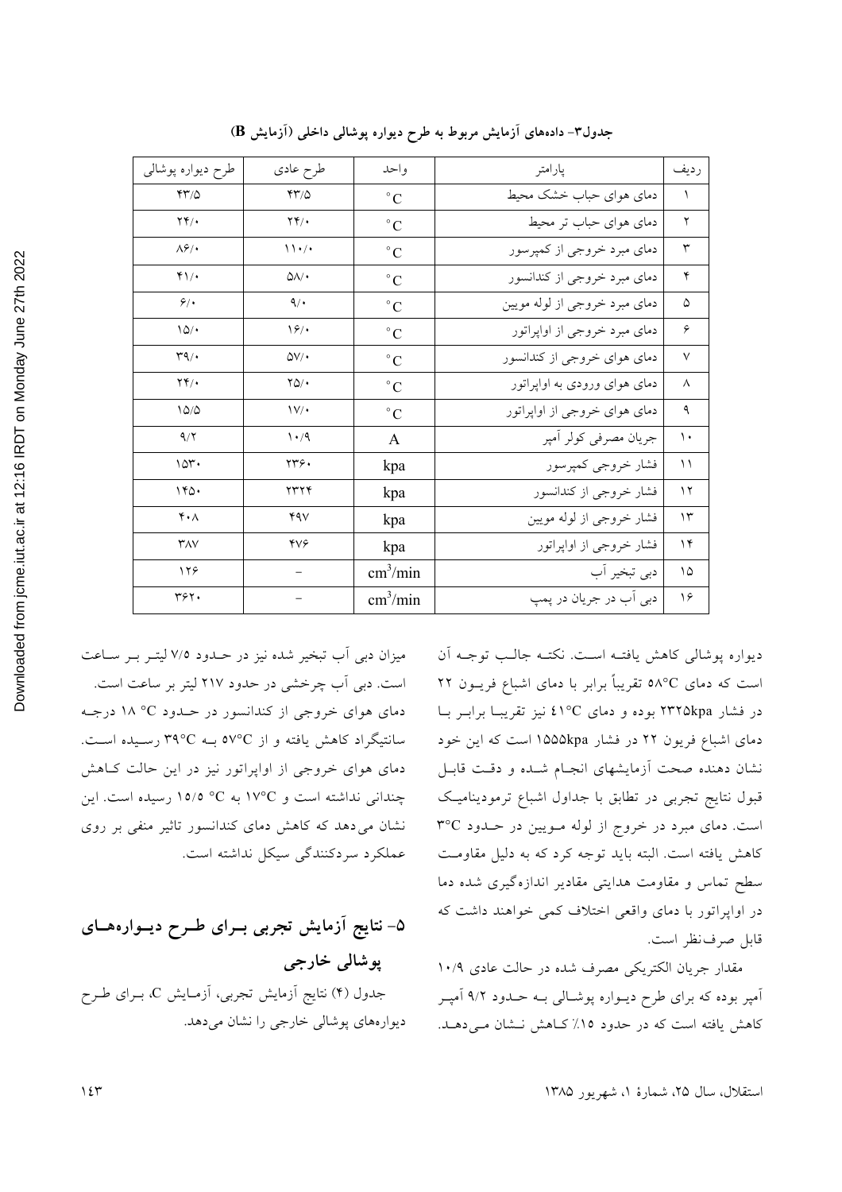جدول۳- داده‌های آزمایش مربوط به طرح دیواره پوشالی داخلی (آزمایش B)

| ردیف | پارامتر | واحد | طرح عادی | طرح دیواره پوشالی |
|---|---|---|---|---|
| ۱ | دمای هوای حباب خشک محیط | °C | ۴۳/۵ | ۴۳/۵ |
| ۲ | دمای هوای حباب تر محیط | °C | ۲۴/۰ | ۲۴/۰ |
| ۳ | دمای مبرد خروجی از کمپرسور | °C | ۱۱۰/۰ | ۸۶/۰ |
| ۴ | دمای مبرد خروجی از کندانسور | °C | ۵۸/۰ | ۴۱/۰ |
| ۵ | دمای مبرد خروجی از لوله مویین | °C | ۹/۰ | ۶/۰ |
| ۶ | دمای مبرد خروجی از اواپراتور | °C | ۱۶/۰ | ۱۵/۰ |
| ۷ | دمای هوای خروجی از کندانسور | °C | ۵۷/۰ | ۳۹/۰ |
| ۸ | دمای هوای ورودی به اواپراتور | °C | ۲۵/۰ | ۲۴/۰ |
| ۹ | دمای هوای خروجی از اواپراتور | °C | ۱۷/۰ | ۱۵/۵ |
| ۱۰ | جریان مصرفی کولر آمپر | A | ۱۰/۹ | ۹/۲ |
| ۱۱ | فشار خروجی کمپرسور | kpa | ۲۳۶۰ | ۱۵۳۰ |
| ۱۲ | فشار خروجی از کندانسور | kpa | ۲۳۲۴ | ۱۴۵۰ |
| ۱۳ | فشار خروجی از لوله مویین | kpa | ۴۹۷ | ۴۰۸ |
| ۱۴ | فشار خروجی از اواپراتور | kpa | ۴۷۶ | ۳۸۷ |
| ۱۵ | دبی تبخیر آب | $cm^3/min$ | – | ۱۲۶ |
| ۱۶ | دبی آب در جریان در پمپ | $cm^3/min$ | – | ۳۶۲۰ |

دیواره پوشالی کاهش یافته است. نکته جالب توجه آن است که دمای ۵۸°C تقریباً برابر با دمای اشباع فریون ۲۲ در فشار ۲۳۲۵kpa بوده و دمای ٤١°C نیز تقریبا برابر با دمای اشباع فریون ۲۲ در فشار ۱۵۵۵kpa است که این خود نشان دهنده صحت آزمایشهای انجام شده و دقت قابل قبول نتایج تجربی در تطابق با جداول اشباع ترمودینامیک است. دمای مبرد در خروج از لوله مویین در حدود ۳°C کاهش یافته است. البته باید توجه کرد که به دلیل مقاومت سطح تماس و مقاومت هدایتی مقادیر اندازه‌گیری شده دما در اواپراتور با دمای واقعی اختلاف کمی خواهند داشت که قابل صرف‌نظر است.

مقدار جریان الکتریکی مصرف شده در حالت عادی ۱۰/۹ آمپر بوده که برای طرح دیواره پوشالی به حدود ۹/۲ آمپر کاهش یافته است که در حدود ۱۵٪ کاهش نشان می‌دهد.

میزان دبی آب تبخیر شده نیز در حدود ۷/۵ لیتر بر ساعت است. دبی آب چرخشی در حدود ۲۱۷ لیتر بر ساعت است. دمای هوای خروجی از کندانسور در حدود ۱۸ °C درجه سانتیگراد کاهش یافته و از ۵۷°C به ۳۹°C رسیده است. دمای هوای خروجی از اواپراتور نیز در این حالت کاهش چندانی نداشته است و ۱۷°C به ۱۵/۵ °C رسیده است. این نشان می‌دهد که کاهش دمای کندانسور تاثیر منفی بر روی عملکرد سردکنندگی سیکل نداشته است.

## ۵- نتایج آزمایش تجربی برای طرح دیواره‌های پوشالی خارجی

جدول (۴) نتایج آزمایش تجربی، آزمایش C، برای طرح دیواره‌های پوشالی خارجی را نشان می‌دهد.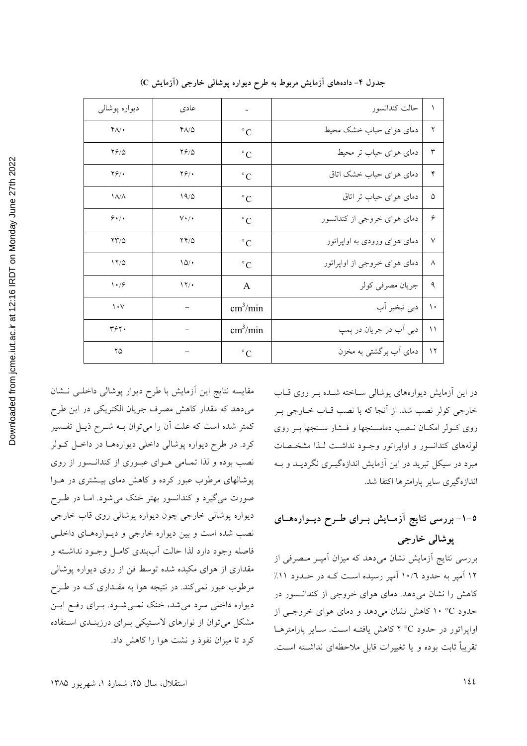جدول ۴- داده‌های آزمایش مربوط به طرح دیواره پوشالی خارجی (آزمایش C)

| | | | عادی | دیواره پوشالی |
|---|---|---|---|---|
| ۱ | حالت کندانسور | - | عادی | دیواره پوشالی |
| ۲ | دمای هوای حباب خشک محیط | $^\circ C$ | ۴۸/۵ | ۴۸/۰ |
| ۳ | دمای هوای حباب تر محیط | $^\circ C$ | ۲۶/۵ | ۲۶/۵ |
| ۴ | دمای هوای حباب خشک اتاق | $^\circ C$ | ۲۶/۰ | ۲۶/۰ |
| ۵ | دمای هوای حباب تر اتاق | $^\circ C$ | ۱۹/۵ | ۱۸/۸ |
| ۶ | دمای هوای خروجی از کندانسور | $^\circ C$ | ۷۰/۰ | ۶۰/۰ |
| ۷ | دمای هوای ورودی به اواپراتور | $^\circ C$ | ۲۴/۵ | ۲۳/۵ |
| ۸ | دمای هوای خروجی از اواپراتور | $^\circ C$ | ۱۵/۰ | ۱۲/۵ |
| ۹ | جریان مصرفی کولر | A | ۱۲/۰ | ۱۰/۶ |
| ۱۰ | دبی تبخیر آب | $cm^3/min$ | - | ۱۰۷ |
| ۱۱ | دبی آب در جریان در پمپ | $cm^3/min$ | - | ۳۶۲۰ |
| ۱۲ | دمای آب برگشتی به مخزن | $^\circ C$ | - | ۲۵ |

در این آزمایش دیواره‌های پوشالی ساخته شده بر روی قاب خارجی کولر نصب شد. از آنجا که با نصب قاب خارجی بر روی کولر امکان نصب دماسنجها و فشار سنجها بر روی لوله‌های کندانسور و اواپراتور وجود نداشت لذا مشخصات مبرد در سیکل تبرید در این آزمایش اندازه‌گیری نگردید و به اندازه‌گیری سایر پارامترها اکتفا شد.

## ۵-۱- بررسی نتایج آزمایش برای طرح دیواره‌های پوشالی خارجی

بررسی نتایج آزمایش نشان می‌دهد که میزان آمپر مصرفی از ۱۲ آمپر به حدود ۱۰/٦ آمپر رسیده است که در حدود ۱۱٪ کاهش را نشان می‌دهد. دمای هوای خروجی از کندانسور در حدود ۱۰ °C کاهش نشان می‌دهد و دمای هوای خروجی از اواپراتور در حدود ۲ °C کاهش یافته است. سایر پارامترها تقریباً ثابت بوده و یا تغییرات قابل ملاحظه‌ای نداشته است.

مقایسه نتایج این آزمایش با طرح دیوار پوشالی داخلی نشان می‌دهد که مقدار کاهش مصرف جریان الکتریکی در این طرح کمتر شده است که علت آن را می‌توان به شرح ذیل تفسیر کرد. در طرح دیواره پوشالی داخلی دیواره‌ها در داخل کولر نصب بوده و لذا تمامی هوای عبوری از کندانسور از روی پوشالهای مرطوب عبور کرده و کاهش دمای بیشتری در هوا صورت می‌گیرد و کندانسور بهتر خنک می‌شود. اما در طرح دیواره پوشالی خارجی چون دیواره پوشالی روی قاب خارجی نصب شده است و بین دیواره خارجی و دیواره‌های داخلی فاصله وجود دارد لذا حالت آب‌بندی کامل وجود نداشته و مقداری از هوای مکیده شده توسط فن از روی دیواره پوشالی مرطوب عبور نمی‌کند. در نتیجه هوا به مقداری که در طرح دیواره داخلی سرد می‌شد، خنک نمی‌شود. برای رفع این مشکل می‌توان از نوارهای لاستیکی برای درزبندی استفاده کرد تا میزان نفوذ و نشت هوا را کاهش داد.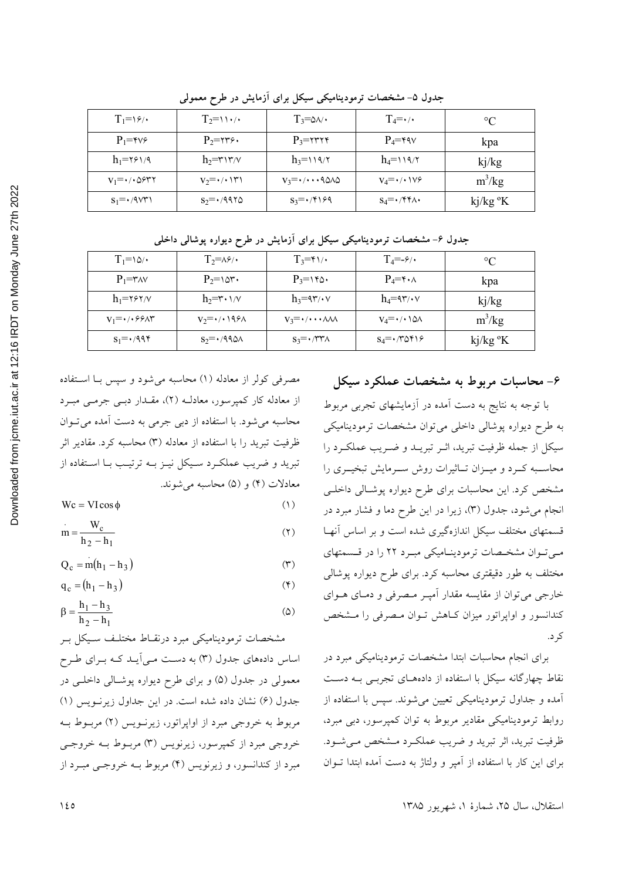جدول ۵- مشخصات ترمودینامیکی سیکل برای آزمایش در طرح معمولی

| $T_1$=۱۶/۰ | $T_2$=۱۱۰/۰ | $T_3$=۵۸/۰ | $T_4$=۰/۰ | °C |
|---|---|---|---|---|
| $P_1$=۴۷۶ | $P_2$=۲۳۶۰ | $P_3$=۲۳۲۴ | $P_4$=۴۹۷ | kpa |
| $h_1$=۲۶۱/۹ | $h_2$=۳۱۳/۷ | $h_3$=۱۱۹/۲ | $h_4$=۱۱۹/۲ | kj/kg |
| $v_1$=۰/۰۵۶۳۲ | $v_2$=۰/۰۱۳۱ | $v_3$=۰/۰۰۰۹۵۸۵ | $v_4$=۰/۰۱۷۶ | $m^3/kg$ |
| $s_1$=۰/۹۷۳۱ | $s_2$=۰/۹۹۲۵ | $s_3$=۰/۴۱۶۹ | $s_4$=۰/۴۴۸۰ | kj/kg °K |

جدول ۶- مشخصات ترمودینامیکی سیکل برای آزمایش در طرح دیواره پوشالی داخلی

| $T_1$=۱۵/۰ | $T_2$=۸۶/۰ | $T_3$=۴۱/۰ | $T_4$=-۶/۰ | °C |
|---|---|---|---|---|
| $P_1$=۳۸۷ | $P_2$=۱۵۳۰ | $P_3$=۱۴۵۰ | $P_4$=۴۰۸ | kpa |
| $h_1$=۲۶۲/۷ | $h_2$=۳۰۱/۷ | $h_3$=۹۳/۰۷ | $h_4$=۹۳/۰۷ | kj/kg |
| $v_1$=۰/۰۶۶۸۳ | $v_2$=۰/۰۱۹۶۸ | $v_3$=۰/۰۰۰۸۸۸ | $v_4$=۰/۰۱۵۸ | $m^3/kg$ |
| $s_1$=۰/۹۹۴ | $s_2$=۰/۹۹۵۸ | $s_3$=۰/۳۳۸ | $s_4$=۰/۳۵۴۱۶ | kj/kg °K |

## ۶- محاسبات مربوط به مشخصات عملکرد سیکل

با توجه به نتایج به دست آمده در آزمایشهای تجربی مربوط به طرح دیواره پوشالی داخلی می‌توان مشخصات ترمودینامیکی سیکل از جمله ظرفیت تبرید، اثـر تبریـد و ضـریب عملکـرد را محاسـبه کـرد و میـزان تـاثیرات روش سـرمایش تبخیـری را مشخص کرد. این محاسبات برای طرح دیواره پوشالی داخلـی انجام می‌شود، جدول (۳)، زیرا در این طرح دما و فشار مبرد در قسمتهای مختلف سیکل اندازه‌گیری شده است و بر اساس آنهـا مـی‌تـوان مشخـصات ترمودینـامیکی مبـرد ۲۲ را در قـسمتهای مختلف به طور دقیقتری محاسبه کرد. برای طرح دیواره پوشالی خارجی می‌توان از مقایسه مقدار آمپـر مـصرفی و دمـای هـوای کندانسور و اواپراتور میزان کـاهش تـوان مـصرفی را مـشخص کرد.

برای انجام محاسبات ابتدا مشخصات ترمودینامیکی مبرد در نقاط چهارگانه سیکل با استفاده از داده‌هـای تجربـی بـه دسـت آمده و جداول ترمودینامیکی تعیین می‌شوند. سپس با استفاده از روابط ترمودینامیکی مقادیر مربوط به توان کمپرسور، دبی مبرد، ظرفیت تبرید، اثر تبرید و ضریب عملکـرد مـشخص مـی‌شـود. برای این کار با استفاده از آمپر و ولتاژ به دست آمده ابتدا تـوان مصرفی کولر از معادله (۱) محاسبه می‌شود و سپس بـا اسـتفاده از معادله کار کمپرسور، معادلـه (۲)، مقـدار دبـی جرمـی مبـرد محاسبه می‌شود. با استفاده از دبی جرمی به دست آمده می‌تـوان ظرفیت تبرید را با استفاده از معادله (۳) محاسبه کرد. مقادیر اثر تبرید و ضریب عملکـرد سـیکل نیـز بـه ترتیـب بـا اسـتفاده از معادلات (۴) و (۵) محاسبه می‌شوند.

$$W_c = VI\cos\phi \qquad (1)$$

$$\dot{m} = \frac{W_c}{h_2 - h_1} \qquad (2)$$

$$Q_c = \dot{m}(h_1 - h_3) \qquad (3)$$

$$q_c = (h_1 - h_3) \qquad (4)$$

$$\beta = \frac{h_1 - h_3}{h_2 - h_1} \qquad (5)$$

مشخصات ترمودینامیکی مبرد درنقـاط مختلـف سـیکل بـر اساس داده‌های جدول (۳) به دسـت مـی‌آیـد کـه بـرای طـرح معمولی در جدول (۵) و برای طرح دیواره پوشـالی داخلـی در جدول (۶) نشان داده شده است. در این جداول زیرنـویس (۱) مربوط به خروجی مبرد از اواپراتور، زیرنـویس (۲) مربـوط بـه خروجی مبرد از کمپرسور، زیرنویس (۳) مربـوط بـه خروجـی مبرد از کندانسور، و زیرنویس (۴) مربوط بـه خروجـی مبـرد از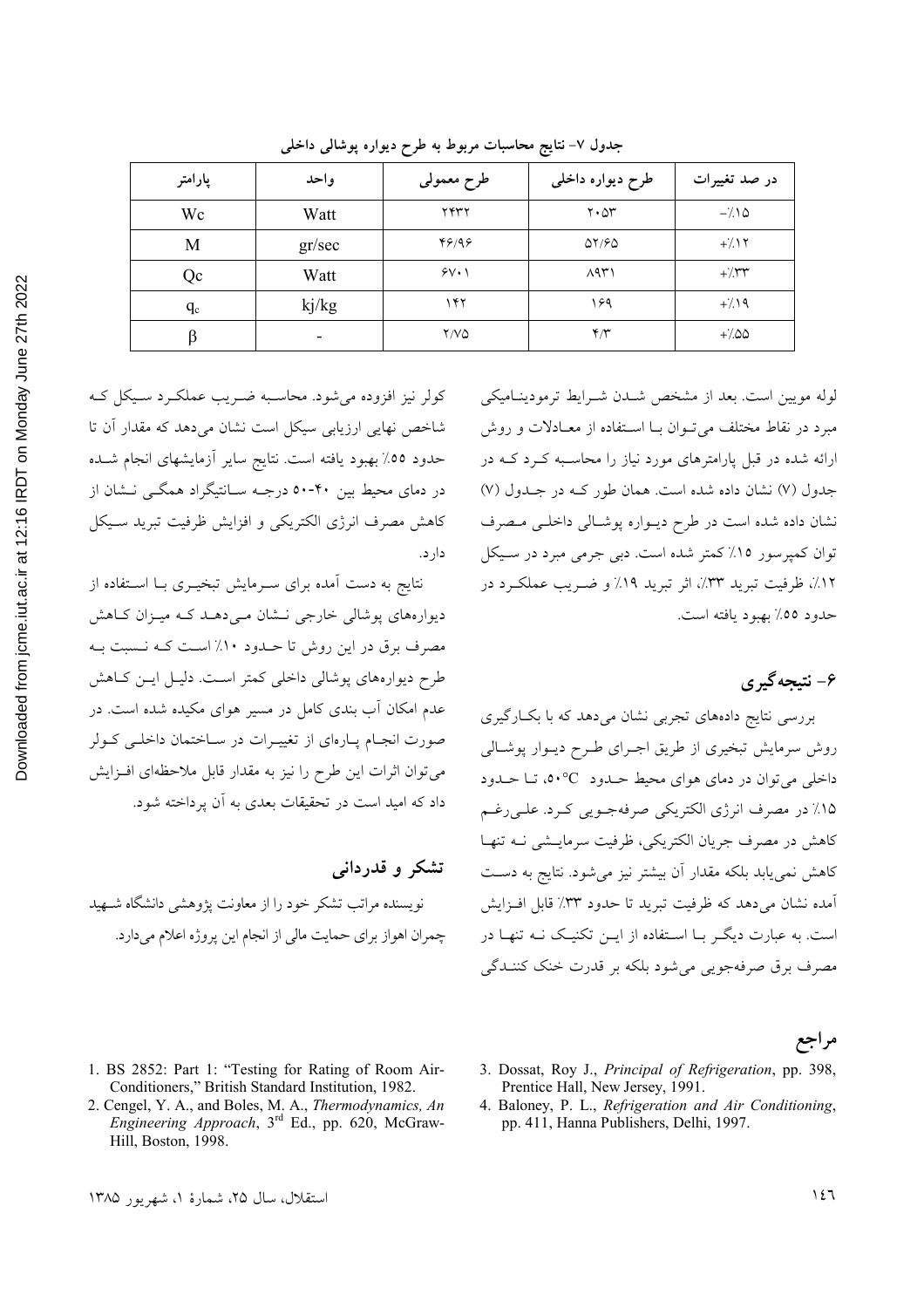جدول ۷- نتایج محاسبات مربوط به طرح دیواره پوشالی داخلی

| پارامتر | واحد | طرح معمولی | طرح دیواره داخلی | در صد تغییرات |
| --- | --- | --- | --- | --- |
| Wc | Watt | ۲۴۳۲ | ۲۰۵۳ | -٪۱۵ |
| M | gr/sec | ۴۶/۹۶ | ۵۲/۶۵ | +٪۱۲ |
| Qc | Watt | ۶۷۰۱ | ۸۹۳۱ | +٪۳۳ |
| $q_c$ | kj/kg | ۱۴۲ | ۱۶۹ | +٪۱۹ |
| $\beta$ | - | ۲/۷۵ | ۴/۳ | +٪۵۵ |

لوله مویین است. بعد از مشخص شدن شرایط ترمودینامیکی مبرد در نقاط مختلف می‌توان با استفاده از معادلات و روش ارائه شده در قبل پارامترهای مورد نیاز را محاسبه کرد که در جدول (۷) نشان داده شده است. همان طور که در جدول (۷) نشان داده شده است در طرح دیواره پوشالی داخلی مصرف توان کمپرسور ۱۵٪ کمتر شده است. دبی جرمی مبرد در سیکل ۱۲٪، ظرفیت تبرید ۳۳٪، اثر تبرید ۱۹٪ و ضریب عملکرد در حدود ۵۵٪ بهبود یافته است.

## ۶- نتیجه‌گیری

بررسی نتایج داده‌های تجربی نشان می‌دهد که با بکارگیری روش سرمایش تبخیری از طریق اجرای طرح دیوار پوشالی داخلی می‌توان در دمای هوای محیط حدود ۵۰°C، تا حدود ۱۵٪ در مصرف انرژی الکتریکی صرفه‌جویی کرد. علی‌رغم کاهش در مصرف جریان الکتریکی، ظرفیت سرمایشی نه تنها کاهش نمی‌یابد بلکه مقدار آن بیشتر نیز می‌شود. نتایج به دست آمده نشان می‌دهد که ظرفیت تبرید تا حدود ۳۳٪ قابل افزایش است. به عبارت دیگر با استفاده از این تکنیک نه تنها در مصرف برق صرفه‌جویی می‌شود بلکه بر قدرت خنک کنندگی کولر نیز افزوده می‌شود. محاسبه ضریب عملکرد سیکل که شاخص نهایی ارزیابی سیکل است نشان می‌دهد که مقدار آن تا حدود ۵۵٪ بهبود یافته است. نتایج سایر آزمایشهای انجام شده در دمای محیط بین ۴۰-۵۰ درجه سانتیگراد همگی نشان از کاهش مصرف انرژی الکتریکی و افزایش ظرفیت تبرید سیکل دارد.

نتایج به دست آمده برای سرمایش تبخیری با استفاده از دیوارههای پوشالی خارجی نشان می‌دهد که میزان کاهش مصرف برق در این روش تا حدود ۱۰٪ است که نسبت به طرح دیوارههای پوشالی داخلی کمتر است. دلیل این کاهش عدم امکان آب بندی کامل در مسیر هوای مکیده شده است. در صورت انجام پاره‌ای از تغییرات در ساختمان داخلی کولر می‌توان اثرات این طرح را نیز به مقدار قابل ملاحظه‌ای افزایش داد که امید است در تحقیقات بعدی به آن پرداخته شود.

## تشکر و قدردانی

نویسنده مراتب تشکر خود را از معاونت پژوهشی دانشگاه شهید چمران اهواز برای حمایت مالی از انجام این پروژه اعلام می‌دارد.

## مراجع

1. BS 2852: Part 1: "Testing for Rating of Room Air-Conditioners," British Standard Institution, 1982.
2. Cengel, Y. A., and Boles, M. A., *Thermodynamics, An Engineering Approach*, 3rd Ed., pp. 620, McGraw-Hill, Boston, 1998.
3. Dossat, Roy J., *Principal of Refrigeration*, pp. 398, Prentice Hall, New Jersey, 1991.
4. Baloney, P. L., *Refrigeration and Air Conditioning*, pp. 411, Hanna Publishers, Delhi, 1997.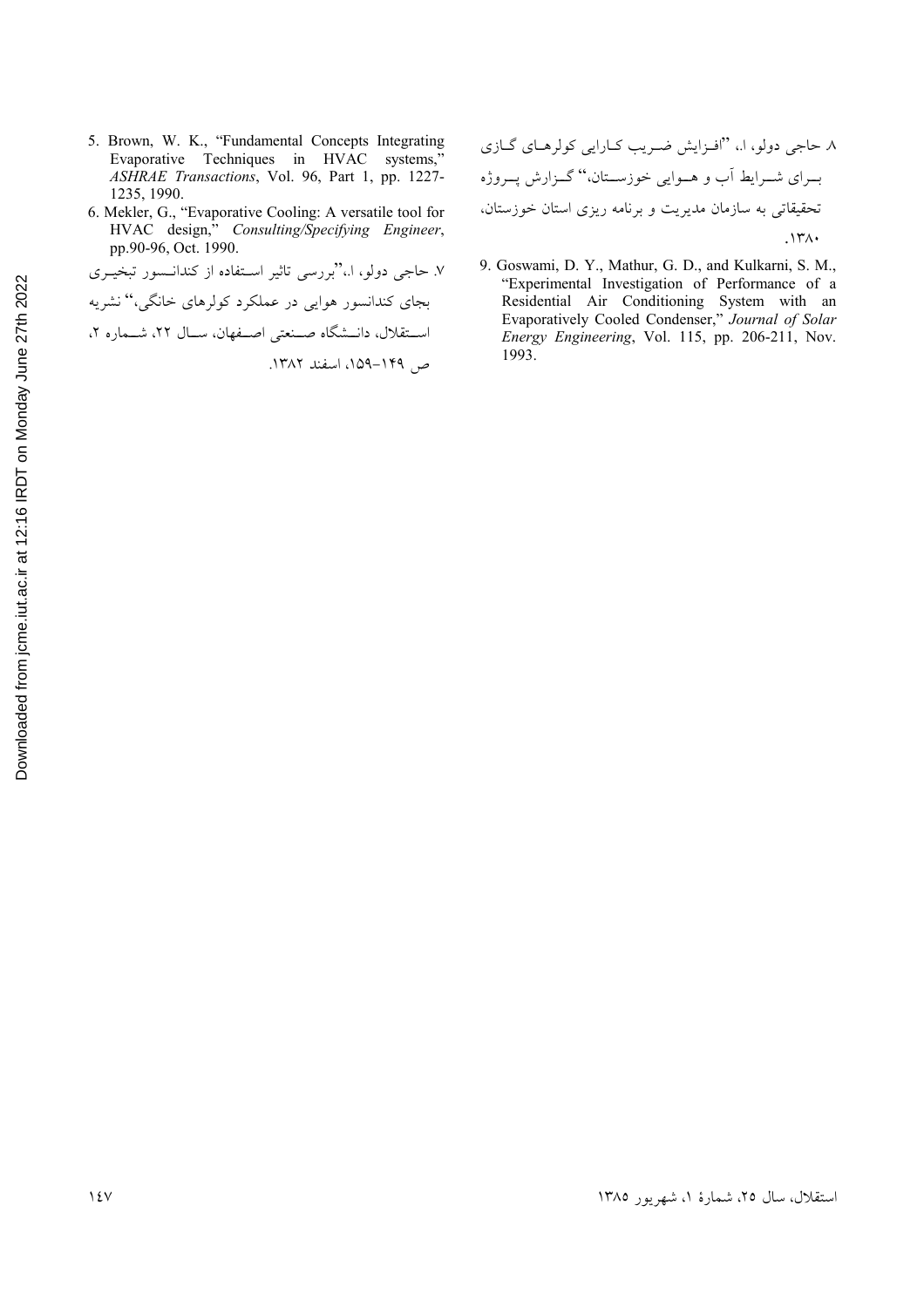5. Brown, W. K., "Fundamental Concepts Integrating Evaporative Techniques in HVAC systems," *ASHRAE Transactions*, Vol. 96, Part 1, pp. 1227-1235, 1990.
6. Mekler, G., "Evaporative Cooling: A versatile tool for HVAC design," *Consulting/Specifying Engineer*, pp.90-96, Oct. 1990.

۷. حاجی دولو، ا.،"بررسی تاثیر استفاده از کندانسور تبخیری بجای کندانسور هوایی در عملکرد کولرهای خانگی،" نشریه استقلال، دانشگاه صنعتی اصفهان، سال ۲۲، شماره ۲، ص ۱۴۹-۱۵۹، اسفند ۱۳۸۲.

۸. حاجی دولو، ا.، "افزایش ضریب کارایی کولرهای گازی برای شرایط آب و هوایی خوزستان،" گزارش پروژه تحقیقاتی به سازمان مدیریت و برنامه ریزی استان خوزستان، ۱۳۸۰.

9. Goswami, D. Y., Mathur, G. D., and Kulkarni, S. M., "Experimental Investigation of Performance of a Residential Air Conditioning System with an Evaporatively Cooled Condenser," *Journal of Solar Energy Engineering*, Vol. 115, pp. 206-211, Nov. 1993.